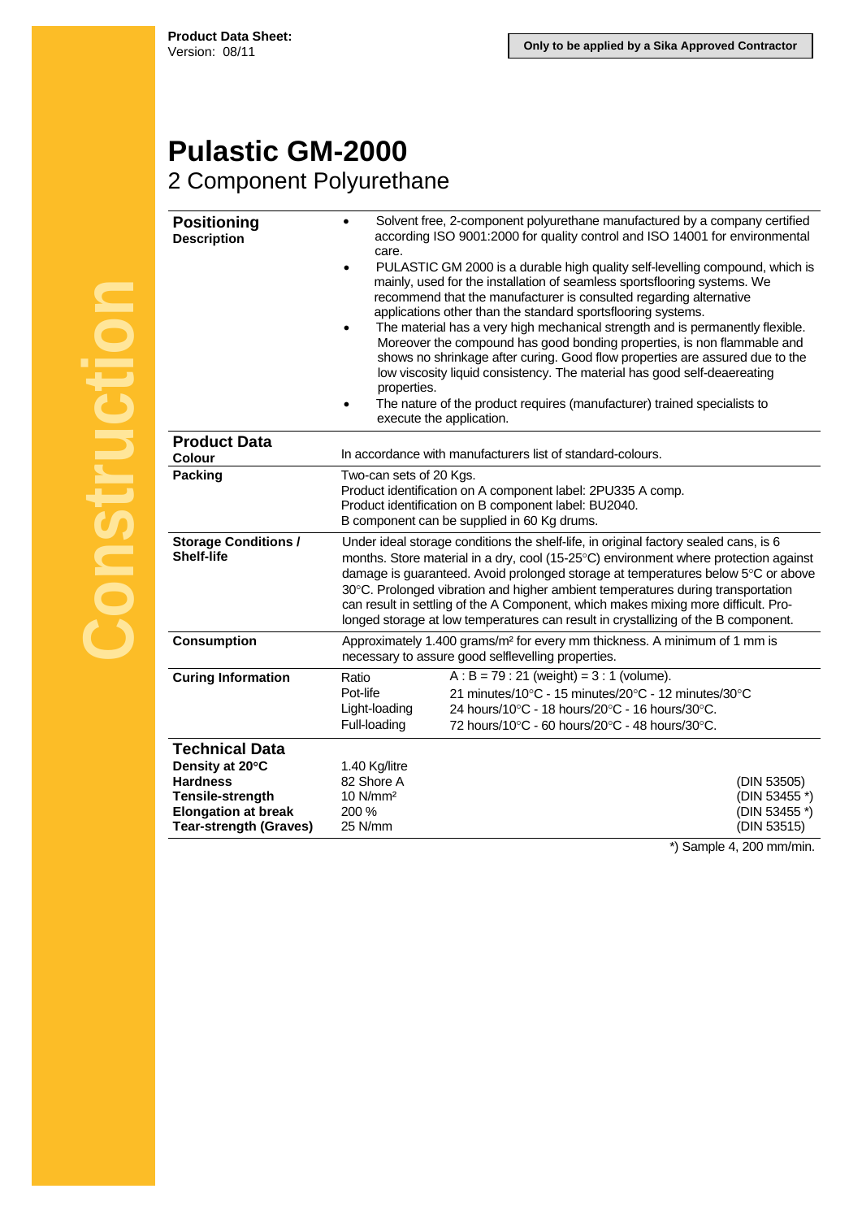**Product Data Sheet:**
Version: 08/11

**Only to be applied by a Sika Approved Contractor**

Construction

# Pulastic GM-2000

## 2 Component Polyurethane

## Positioning

**Description**

- Solvent free, 2-component polyurethane manufactured by a company certified according ISO 9001:2000 for quality control and ISO 14001 for environmental care.
- PULASTIC GM 2000 is a durable high quality self-levelling compound, which is mainly, used for the installation of seamless sportsflooring systems. We recommend that the manufacturer is consulted regarding alternative applications other than the standard sportsflooring systems.
- The material has a very high mechanical strength and is permanently flexible. Moreover the compound has good bonding properties, is non flammable and shows no shrinkage after curing. Good flow properties are assured due to the low viscosity liquid consistency. The material has good self-deaereating properties.
- The nature of the product requires (manufacturer) trained specialists to execute the application.

## Product Data

**Colour**

In accordance with manufacturers list of standard-colours.

**Packing**

Two-can sets of 20 Kgs.
Product identification on A component label: 2PU335 A comp.
Product identification on B component label: BU2040.
B component can be supplied in 60 Kg drums.

**Storage Conditions / Shelf-life**

Under ideal storage conditions the shelf-life, in original factory sealed cans, is 6 months. Store material in a dry, cool (15-25°C) environment where protection against damage is guaranteed. Avoid prolonged storage at temperatures below 5°C or above 30°C. Prolonged vibration and higher ambient temperatures during transportation can result in settling of the A Component, which makes mixing more difficult. Prolonged storage at low temperatures can result in crystallizing of the B component.

**Consumption**

Approximately 1.400 grams/m² for every mm thickness. A minimum of 1 mm is necessary to assure good selflevelling properties.

**Curing Information**

| | |
|---|---|
| Ratio | A : B = 79 : 21 (weight) = 3 : 1 (volume). |
| Pot-life | 21 minutes/10°C - 15 minutes/20°C - 12 minutes/30°C |
| Light-loading | 24 hours/10°C - 18 hours/20°C - 16 hours/30°C. |
| Full-loading | 72 hours/10°C - 60 hours/20°C - 48 hours/30°C. |

## Technical Data

| | | |
|---|---|---|
| **Density at 20°C** | 1.40 Kg/litre | |
| **Hardness** | 82 Shore A | (DIN 53505) |
| **Tensile-strength** | 10 N/mm² | (DIN 53455 *) |
| **Elongation at break** | 200 % | (DIN 53455 *) |
| **Tear-strength (Graves)** | 25 N/mm | (DIN 53515) |

*) Sample 4, 200 mm/min.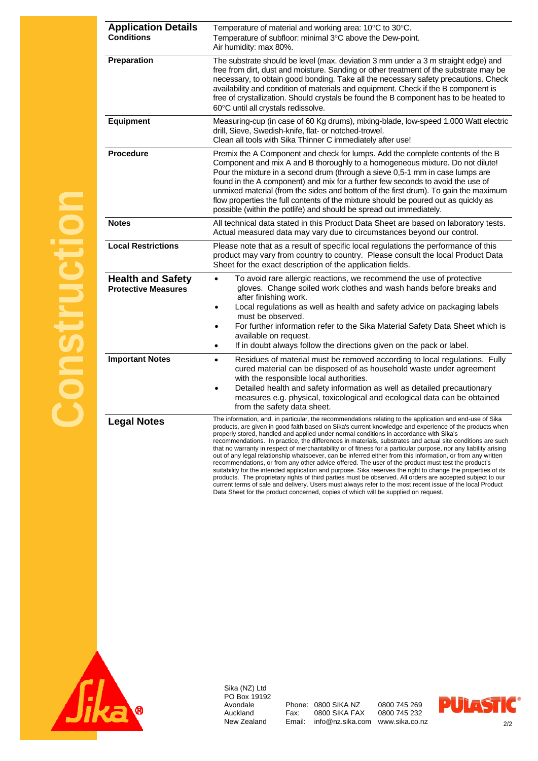## Application Details

**Conditions**

Temperature of material and working area: 10°C to 30°C.
Temperature of subfloor: minimal 3°C above the Dew-point.
Air humidity: max 80%.

**Preparation**

The substrate should be level (max. deviation 3 mm under a 3 m straight edge) and free from dirt, dust and moisture. Sanding or other treatment of the substrate may be necessary, to obtain good bonding. Take all the necessary safety precautions. Check availability and condition of materials and equipment. Check if the B component is free of crystallization. Should crystals be found the B component has to be heated to 60°C until all crystals redissolve.

**Equipment**

Measuring-cup (in case of 60 Kg drums), mixing-blade, low-speed 1.000 Watt electric drill, Sieve, Swedish-knife, flat- or notched-trowel.
Clean all tools with Sika Thinner C immediately after use!

**Procedure**

Premix the A Component and check for lumps. Add the complete contents of the B Component and mix A and B thoroughly to a homogeneous mixture. Do not dilute! Pour the mixture in a second drum (through a sieve 0,5-1 mm in case lumps are found in the A component) and mix for a further few seconds to avoid the use of unmixed material (from the sides and bottom of the first drum). To gain the maximum flow properties the full contents of the mixture should be poured out as quickly as possible (within the potlife) and should be spread out immediately.

**Notes**

All technical data stated in this Product Data Sheet are based on laboratory tests. Actual measured data may vary due to circumstances beyond our control.

**Local Restrictions**

Please note that as a result of specific local regulations the performance of this product may vary from country to country. Please consult the local Product Data Sheet for the exact description of the application fields.

## Health and Safety

**Protective Measures**

- To avoid rare allergic reactions, we recommend the use of protective gloves. Change soiled work clothes and wash hands before breaks and after finishing work.
- Local regulations as well as health and safety advice on packaging labels must be observed.
- For further information refer to the Sika Material Safety Data Sheet which is available on request.
- If in doubt always follow the directions given on the pack or label.

**Important Notes**

- Residues of material must be removed according to local regulations. Fully cured material can be disposed of as household waste under agreement with the responsible local authorities.
- Detailed health and safety information as well as detailed precautionary measures e.g. physical, toxicological and ecological data can be obtained from the safety data sheet.

## Legal Notes

The information, and, in particular, the recommendations relating to the application and end-use of Sika products, are given in good faith based on Sika's current knowledge and experience of the products when properly stored, handled and applied under normal conditions in accordance with Sika's recommendations. In practice, the differences in materials, substrates and actual site conditions are such that no warranty in respect of merchantability or of fitness for a particular purpose, nor any liability arising out of any legal relationship whatsoever, can be inferred either from this information, or from any written recommendations, or from any other advice offered. The user of the product must test the product's suitability for the intended application and purpose. Sika reserves the right to change the properties of its products. The proprietary rights of third parties must be observed. All orders are accepted subject to our current terms of sale and delivery. Users must always refer to the most recent issue of the local Product Data Sheet for the product concerned, copies of which will be supplied on request.

Sika (NZ) Ltd
PO Box 19192
Avondale
Auckland
New Zealand

Phone: 0800 SIKA NZ 0800 745 269
Fax: 0800 SIKA FAX 0800 745 232
Email: info@nz.sika.com www.sika.co.nz